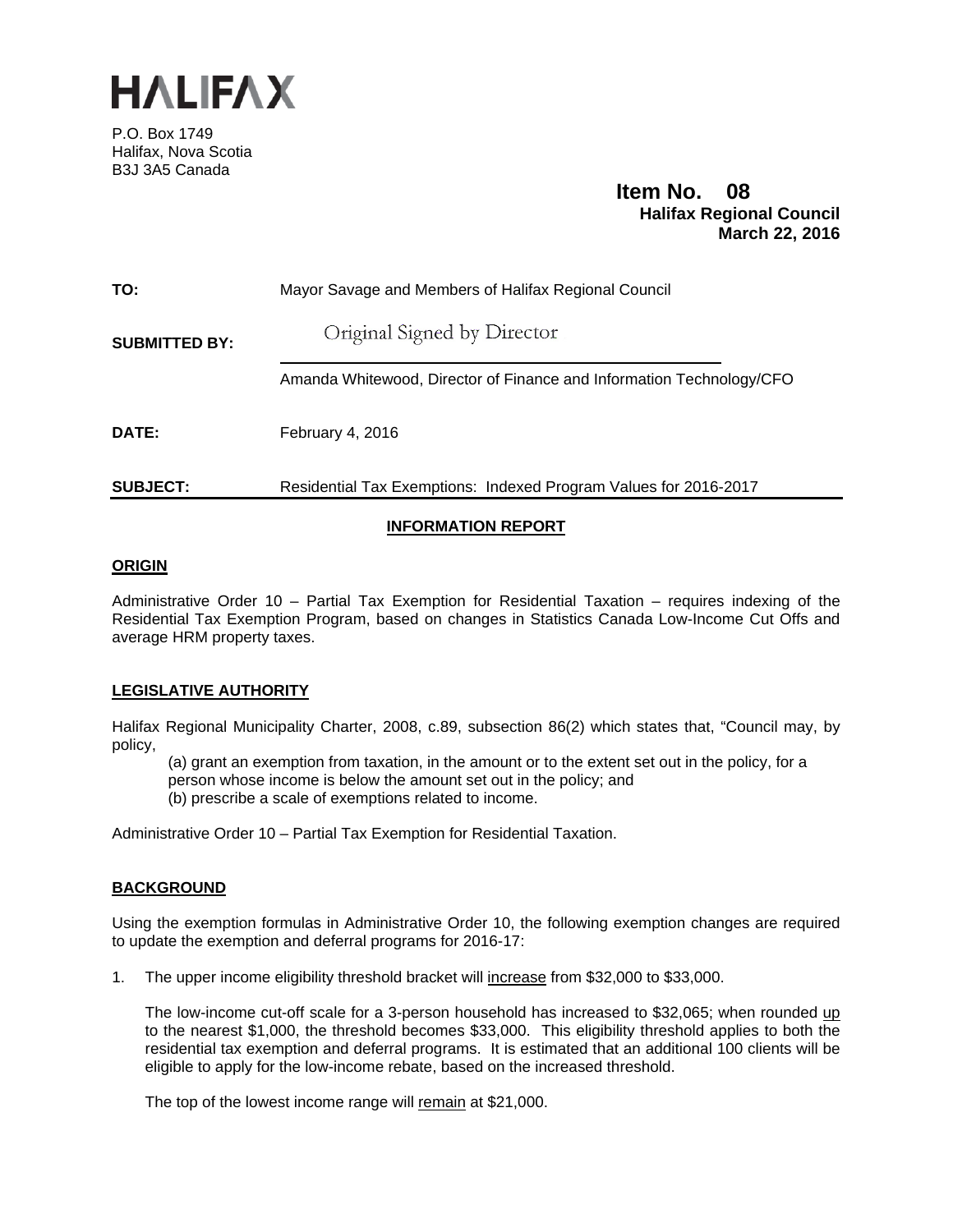# HALIFAX

P.O. Box 1749
Halifax, Nova Scotia
B3J 3A5 Canada

**Item No. 08**
**Halifax Regional Council**
**March 22, 2016**

**TO:** Mayor Savage and Members of Halifax Regional Council

**SUBMITTED BY:** Original Signed by Director

Amanda Whitewood, Director of Finance and Information Technology/CFO

**DATE:** February 4, 2016

**SUBJECT:** Residential Tax Exemptions: Indexed Program Values for 2016-2017

## INFORMATION REPORT

### ORIGIN

Administrative Order 10 – Partial Tax Exemption for Residential Taxation – requires indexing of the Residential Tax Exemption Program, based on changes in Statistics Canada Low-Income Cut Offs and average HRM property taxes.

### LEGISLATIVE AUTHORITY

Halifax Regional Municipality Charter, 2008, c.89, subsection 86(2) which states that, "Council may, by policy,

(a) grant an exemption from taxation, in the amount or to the extent set out in the policy, for a person whose income is below the amount set out in the policy; and
(b) prescribe a scale of exemptions related to income.

Administrative Order 10 – Partial Tax Exemption for Residential Taxation.

### BACKGROUND

Using the exemption formulas in Administrative Order 10, the following exemption changes are required to update the exemption and deferral programs for 2016-17:

1. The upper income eligibility threshold bracket will increase from $32,000 to $33,000.

   The low-income cut-off scale for a 3-person household has increased to $32,065; when rounded up to the nearest $1,000, the threshold becomes $33,000. This eligibility threshold applies to both the residential tax exemption and deferral programs. It is estimated that an additional 100 clients will be eligible to apply for the low-income rebate, based on the increased threshold.

   The top of the lowest income range will remain at $21,000.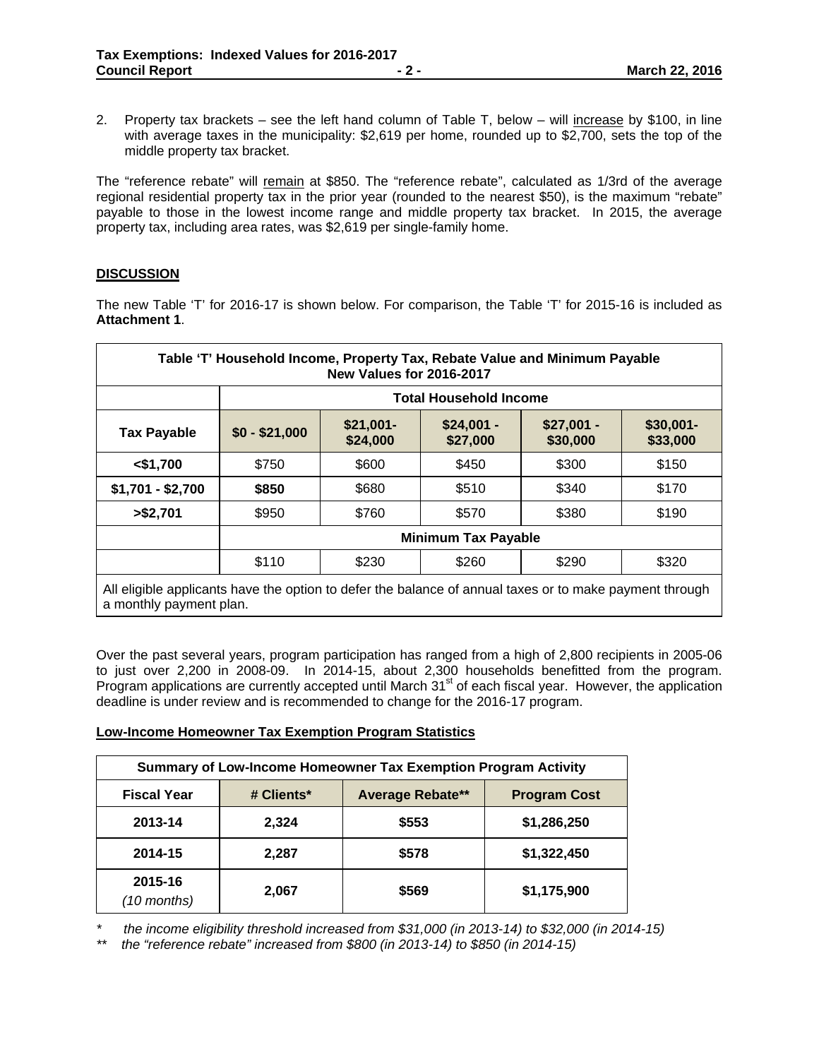2. Property tax brackets – see the left hand column of Table T, below – will <u>increase</u> by $100, in line with average taxes in the municipality: $2,619 per home, rounded up to $2,700, sets the top of the middle property tax bracket.

The "reference rebate" will <u>remain</u> at $850. The "reference rebate", calculated as 1/3rd of the average regional residential property tax in the prior year (rounded to the nearest $50), is the maximum "rebate" payable to those in the lowest income range and middle property tax bracket. In 2015, the average property tax, including area rates, was $2,619 per single-family home.

## DISCUSSION

The new Table 'T' for 2016-17 is shown below. For comparison, the Table 'T' for 2015-16 is included as **Attachment 1**.

| Table 'T' Household Income, Property Tax, Rebate Value and Minimum Payable New Values for 2016-2017 | | | | | |
|---|---|---|---|---|---|
| | **Total Household Income** | | | | |
| **Tax Payable** | **$0 - $21,000** | **$21,001-$24,000** | **$24,001 - $27,000** | **$27,001 - $30,000** | **$30,001-$33,000** |
| **<$1,700** | $750 | $600 | $450 | $300 | $150 |
| **$1,701 - $2,700** | **$850** | $680 | $510 | $340 | $170 |
| **>$2,701** | $950 | $760 | $570 | $380 | $190 |
| | **Minimum Tax Payable** | | | | |
| | $110 | $230 | $260 | $290 | $320 |
| All eligible applicants have the option to defer the balance of annual taxes or to make payment through a monthly payment plan. | | | | | |

Over the past several years, program participation has ranged from a high of 2,800 recipients in 2005-06 to just over 2,200 in 2008-09. In 2014-15, about 2,300 households benefitted from the program. Program applications are currently accepted until March 31st of each fiscal year. However, the application deadline is under review and is recommended to change for the 2016-17 program.

**<u>Low-Income Homeowner Tax Exemption Program Statistics</u>**

| Summary of Low-Income Homeowner Tax Exemption Program Activity | | | |
|---|---|---|---|
| **Fiscal Year** | **# Clients*** | **Average Rebate**** | **Program Cost** |
| **2013-14** | **2,324** | **$553** | **$1,286,250** |
| **2014-15** | **2,287** | **$578** | **$1,322,450** |
| **2015-16** *(10 months)* | **2,067** | **$569** | **$1,175,900** |

\* *the income eligibility threshold increased from $31,000 (in 2013-14) to $32,000 (in 2014-15)*

\*\* *the "reference rebate" increased from $800 (in 2013-14) to $850 (in 2014-15)*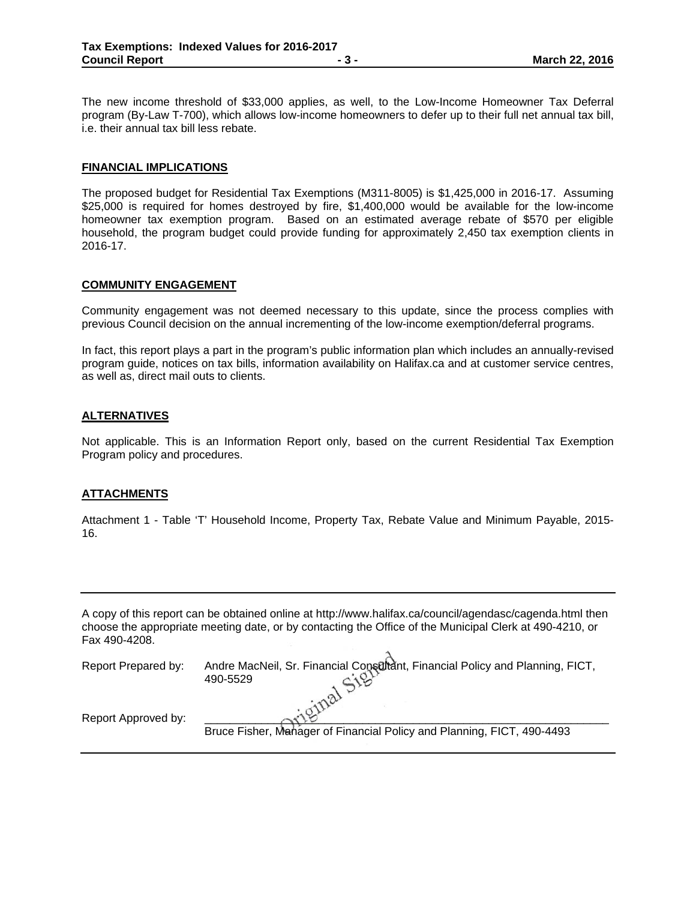The new income threshold of $33,000 applies, as well, to the Low-Income Homeowner Tax Deferral program (By-Law T-700), which allows low-income homeowners to defer up to their full net annual tax bill, i.e. their annual tax bill less rebate.

## FINANCIAL IMPLICATIONS

The proposed budget for Residential Tax Exemptions (M311-8005) is $1,425,000 in 2016-17. Assuming $25,000 is required for homes destroyed by fire, $1,400,000 would be available for the low-income homeowner tax exemption program. Based on an estimated average rebate of $570 per eligible household, the program budget could provide funding for approximately 2,450 tax exemption clients in 2016-17.

## COMMUNITY ENGAGEMENT

Community engagement was not deemed necessary to this update, since the process complies with previous Council decision on the annual incrementing of the low-income exemption/deferral programs.

In fact, this report plays a part in the program's public information plan which includes an annually-revised program guide, notices on tax bills, information availability on Halifax.ca and at customer service centres, as well as, direct mail outs to clients.

## ALTERNATIVES

Not applicable. This is an Information Report only, based on the current Residential Tax Exemption Program policy and procedures.

## ATTACHMENTS

Attachment 1 - Table 'T' Household Income, Property Tax, Rebate Value and Minimum Payable, 2015-16.

---

A copy of this report can be obtained online at http://www.halifax.ca/council/agendasc/cagenda.html then choose the appropriate meeting date, or by contacting the Office of the Municipal Clerk at 490-4210, or Fax 490-4208.

Report Prepared by: Andre MacNeil, Sr. Financial Consultant, Financial Policy and Planning, FICT, 490-5529

Original Signed

Report Approved by: ______________________________
Bruce Fisher, Manager of Financial Policy and Planning, FICT, 490-4493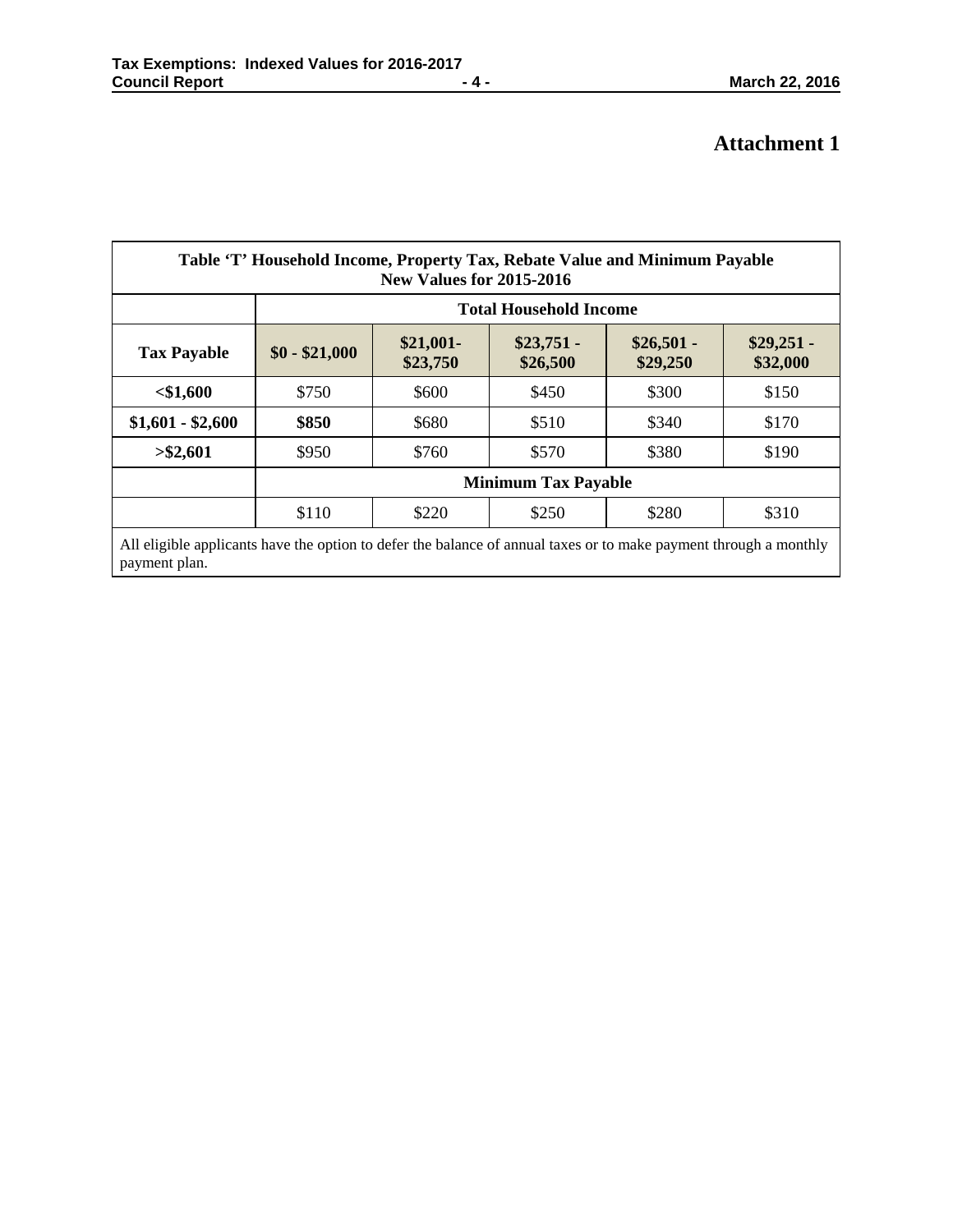# Attachment 1

| Table 'T' Household Income, Property Tax, Rebate Value and Minimum Payable New Values for 2015-2016 | | | | | |
|---|---|---|---|---|---|
| | **Total Household Income** | | | | |
| **Tax Payable** | **$0 - $21,000** | **$21,001- $23,750** | **$23,751 - $26,500** | **$26,501 - $29,250** | **$29,251 - $32,000** |
| **<$1,600** | $750 | $600 | $450 | $300 | $150 |
| **$1,601 - $2,600** | **$850** | $680 | $510 | $340 | $170 |
| **>$2,601** | $950 | $760 | $570 | $380 | $190 |
| | **Minimum Tax Payable** | | | | |
| | $110 | $220 | $250 | $280 | $310 |
| All eligible applicants have the option to defer the balance of annual taxes or to make payment through a monthly payment plan. | | | | | |